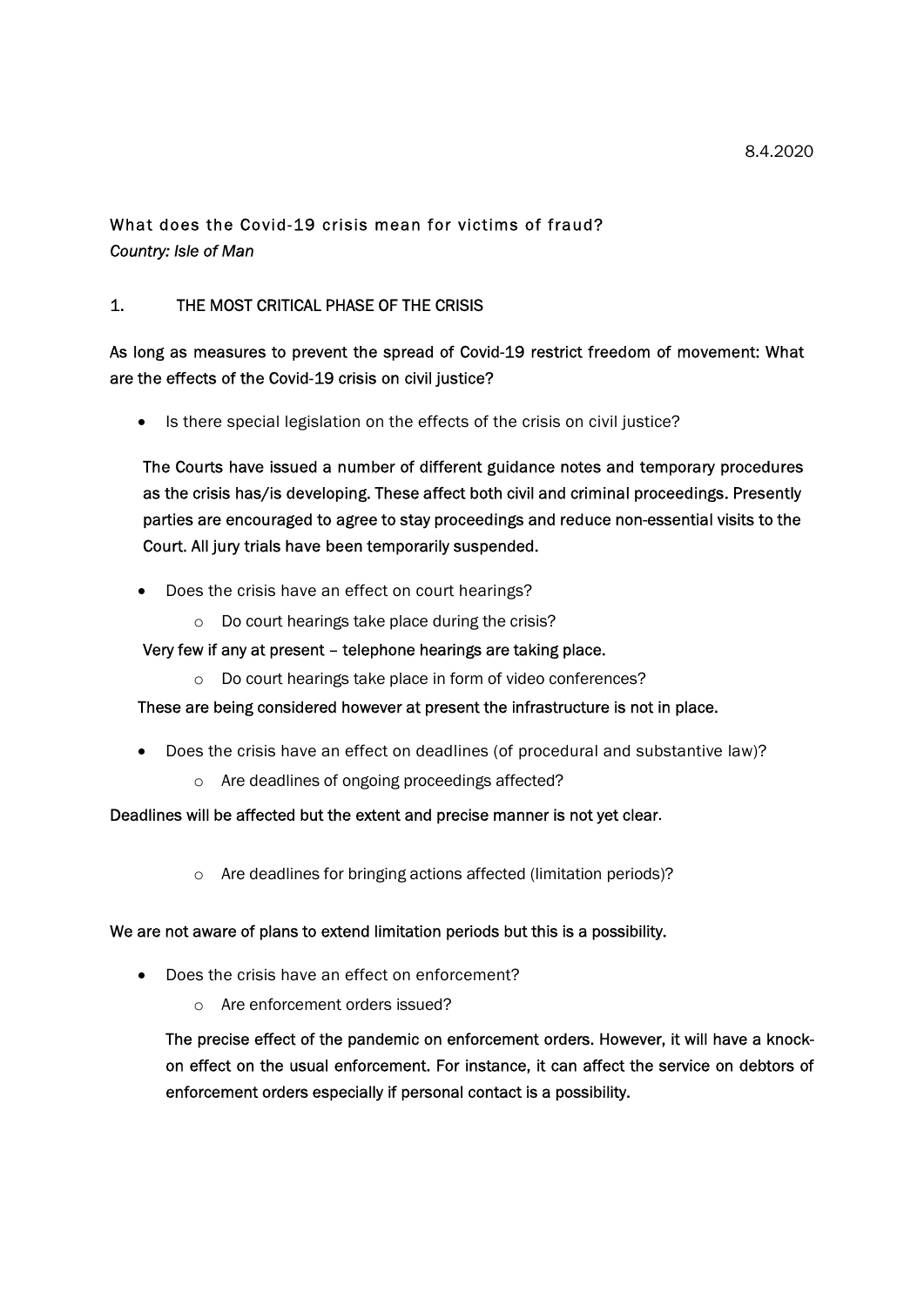8.4.2020

What does the Covid-19 crisis mean for victims of fraud?
*Country: Isle of Man*

## 1. THE MOST CRITICAL PHASE OF THE CRISIS

As long as measures to prevent the spread of Covid-19 restrict freedom of movement: What are the effects of the Covid-19 crisis on civil justice?

- Is there special legislation on the effects of the crisis on civil justice?

The Courts have issued a number of different guidance notes and temporary procedures as the crisis has/is developing. These affect both civil and criminal proceedings. Presently parties are encouraged to agree to stay proceedings and reduce non-essential visits to the Court. All jury trials have been temporarily suspended.

- Does the crisis have an effect on court hearings?
  - Do court hearings take place during the crisis?

Very few if any at present – telephone hearings are taking place.

  - Do court hearings take place in form of video conferences?

These are being considered however at present the infrastructure is not in place.

- Does the crisis have an effect on deadlines (of procedural and substantive law)?
  - Are deadlines of ongoing proceedings affected?

Deadlines will be affected but the extent and precise manner is not yet clear.

  - Are deadlines for bringing actions affected (limitation periods)?

We are not aware of plans to extend limitation periods but this is a possibility.

- Does the crisis have an effect on enforcement?
  - Are enforcement orders issued?

The precise effect of the pandemic on enforcement orders. However, it will have a knock-on effect on the usual enforcement. For instance, it can affect the service on debtors of enforcement orders especially if personal contact is a possibility.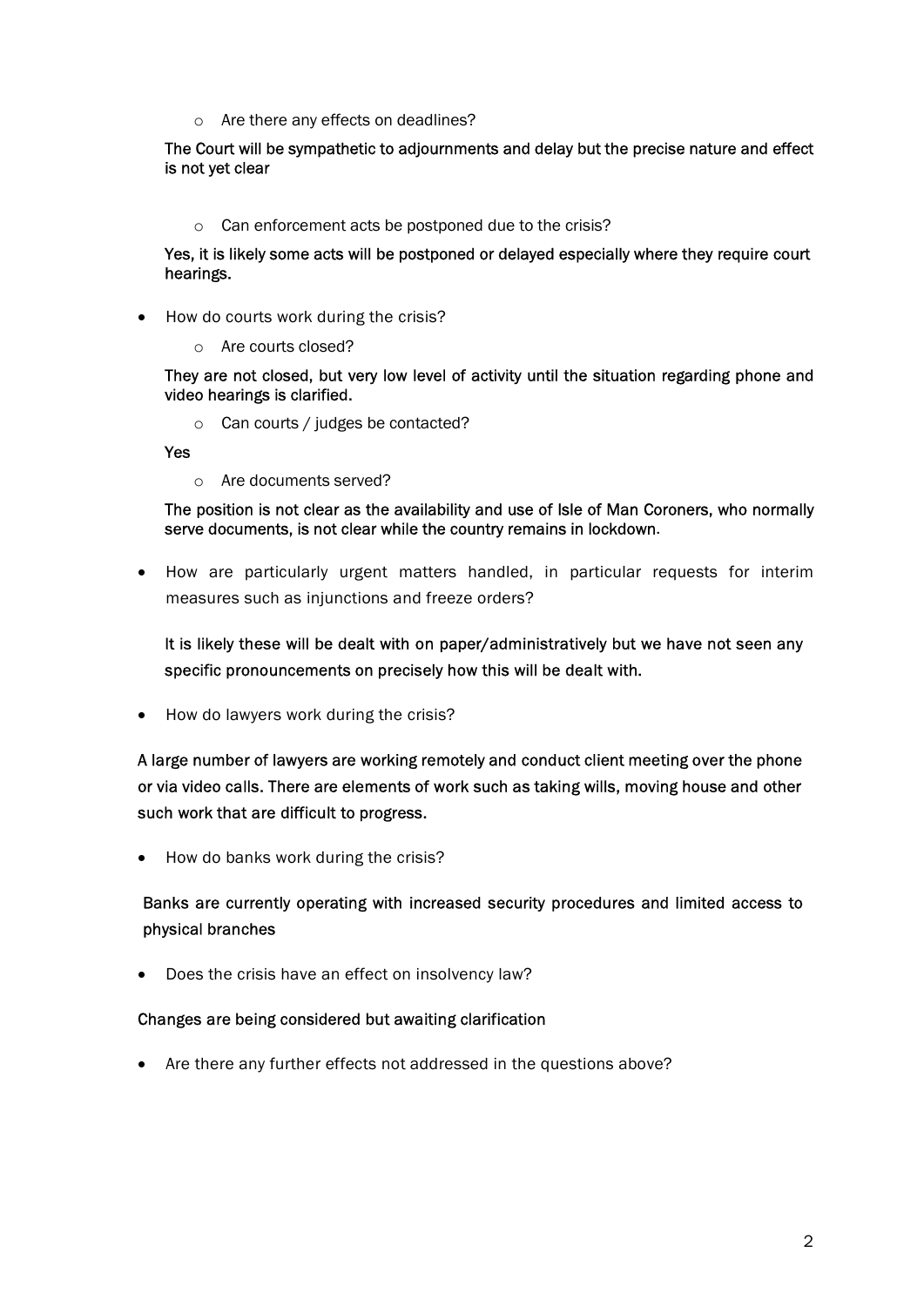- Are there any effects on deadlines?

  The Court will be sympathetic to adjournments and delay but the precise nature and effect is not yet clear

  - Can enforcement acts be postponed due to the crisis?

  Yes, it is likely some acts will be postponed or delayed especially where they require court hearings.

- How do courts work during the crisis?
  - Are courts closed?

  They are not closed, but very low level of activity until the situation regarding phone and video hearings is clarified.

  - Can courts / judges be contacted?

  Yes

  - Are documents served?

  The position is not clear as the availability and use of Isle of Man Coroners, who normally serve documents, is not clear while the country remains in lockdown.

- How are particularly urgent matters handled, in particular requests for interim measures such as injunctions and freeze orders?

  It is likely these will be dealt with on paper/administratively but we have not seen any specific pronouncements on precisely how this will be dealt with.

- How do lawyers work during the crisis?

A large number of lawyers are working remotely and conduct client meeting over the phone or via video calls. There are elements of work such as taking wills, moving house and other such work that are difficult to progress.

- How do banks work during the crisis?

Banks are currently operating with increased security procedures and limited access to physical branches

- Does the crisis have an effect on insolvency law?

Changes are being considered but awaiting clarification

- Are there any further effects not addressed in the questions above?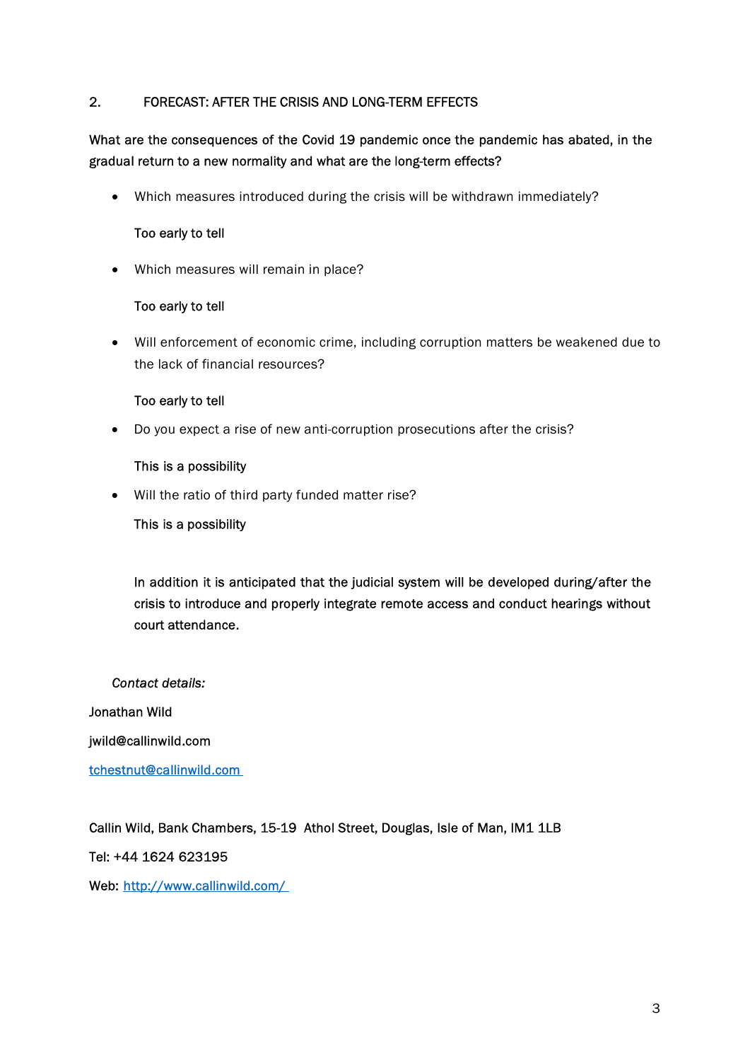## 2. FORECAST: AFTER THE CRISIS AND LONG-TERM EFFECTS

What are the consequences of the Covid 19 pandemic once the pandemic has abated, in the gradual return to a new normality and what are the long-term effects?

- Which measures introduced during the crisis will be withdrawn immediately?

  Too early to tell

- Which measures will remain in place?

  Too early to tell

- Will enforcement of economic crime, including corruption matters be weakened due to the lack of financial resources?

  Too early to tell

- Do you expect a rise of new anti-corruption prosecutions after the crisis?

  This is a possibility

- Will the ratio of third party funded matter rise?

  This is a possibility

  In addition it is anticipated that the judicial system will be developed during/after the crisis to introduce and properly integrate remote access and conduct hearings without court attendance.

*Contact details:*

Jonathan Wild

jwild@callinwild.com

tchestnut@callinwild.com

Callin Wild, Bank Chambers, 15-19 Athol Street, Douglas, Isle of Man, IM1 1LB

Tel: +44 1624 623195

Web: http://www.callinwild.com/